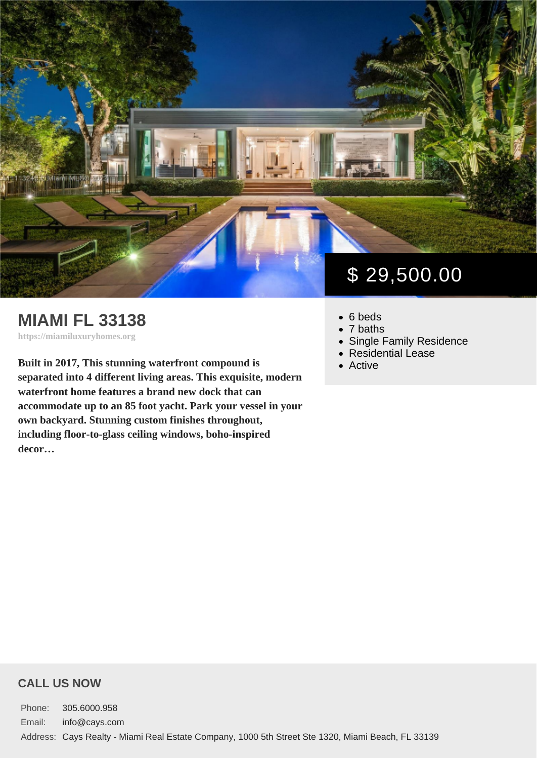$ 29,500.00

# MIAMI FL 33138

https://miamiluxuryhomes.org

**Built in 2017, This stunning waterfront compound is separated into 4 different living areas. This exquisite, modern waterfront home features a brand new dock that can accommodate up to an 85 foot yacht. Park your vessel in your own backyard. Stunning custom finishes throughout, including floor-to-glass ceiling windows, boho-inspired decor…**

- 6 beds
- 7 baths
- Single Family Residence
- Residential Lease
- Active

## CALL US NOW

| | |
|---|---|
| Phone: | 305.6000.958 |
| Email: | info@cays.com |
| Address: | Cays Realty - Miami Real Estate Company, 1000 5th Street Ste 1320, Miami Beach, FL 33139 |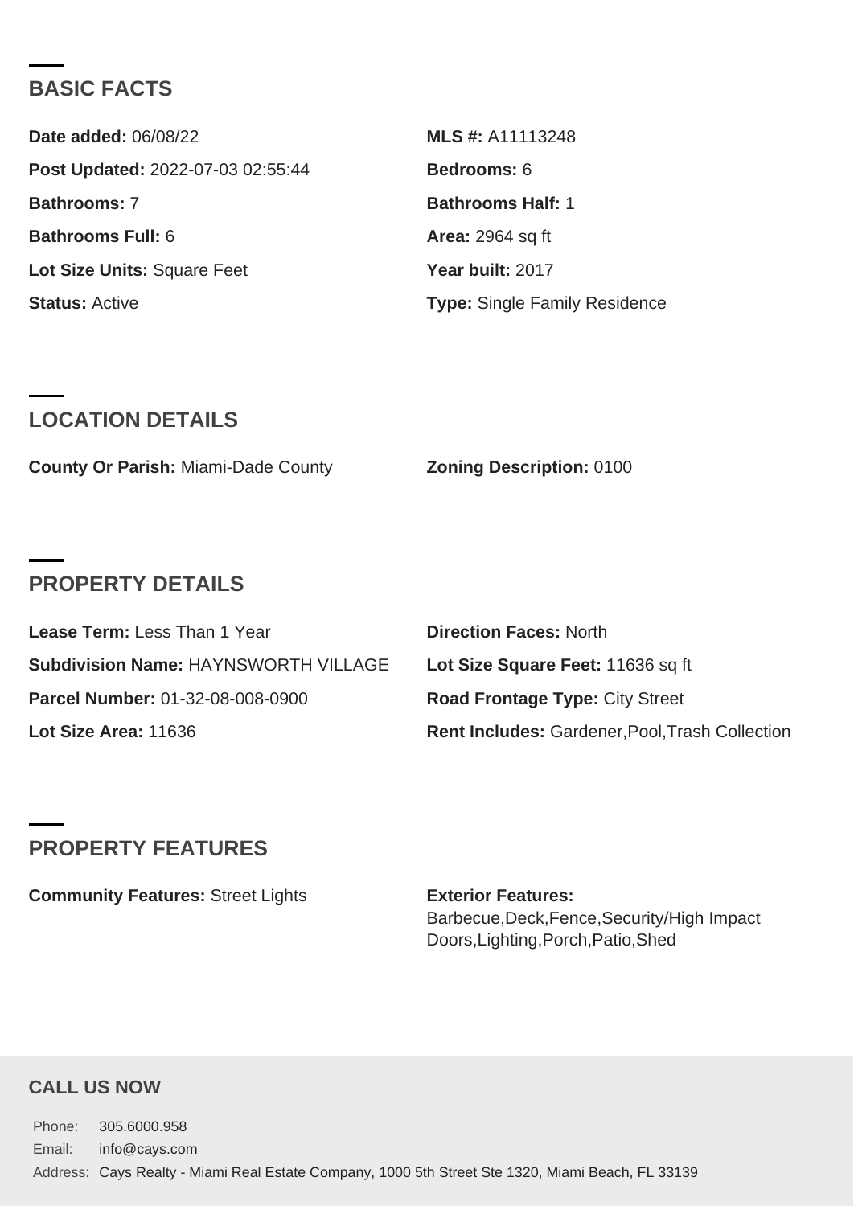## BASIC FACTS

**Date added:** 06/08/22

**MLS #:** A11113248

**Post Updated:** 2022-07-03 02:55:44

**Bedrooms:** 6

**Bathrooms:** 7

**Bathrooms Half:** 1

**Bathrooms Full:** 6

**Area:** 2964 sq ft

**Lot Size Units:** Square Feet

**Year built:** 2017

**Status:** Active

**Type:** Single Family Residence

## LOCATION DETAILS

**County Or Parish:** Miami-Dade County

**Zoning Description:** 0100

## PROPERTY DETAILS

**Lease Term:** Less Than 1 Year

**Direction Faces:** North

**Subdivision Name:** HAYNSWORTH VILLAGE

**Lot Size Square Feet:** 11636 sq ft

**Parcel Number:** 01-32-08-008-0900

**Road Frontage Type:** City Street

**Lot Size Area:** 11636

**Rent Includes:** Gardener,Pool,Trash Collection

## PROPERTY FEATURES

**Community Features:** Street Lights

**Exterior Features:** Barbecue,Deck,Fence,Security/High Impact Doors,Lighting,Porch,Patio,Shed

### CALL US NOW

Phone: 305.6000.958

Email: info@cays.com

Address: Cays Realty - Miami Real Estate Company, 1000 5th Street Ste 1320, Miami Beach, FL 33139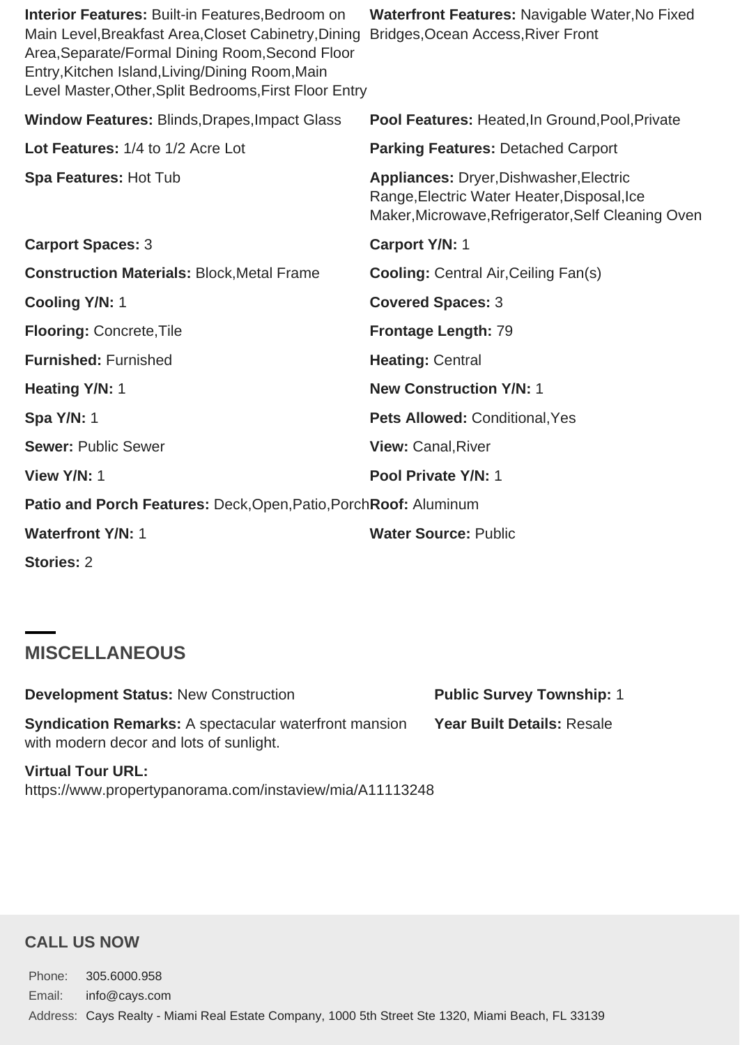**Interior Features:** Built-in Features,Bedroom on Main Level,Breakfast Area,Closet Cabinetry,Dining Area,Separate/Formal Dining Room,Second Floor Entry,Kitchen Island,Living/Dining Room,Main Level Master,Other,Split Bedrooms,First Floor Entry

**Waterfront Features:** Navigable Water,No Fixed Bridges,Ocean Access,River Front

**Window Features:** Blinds,Drapes,Impact Glass

**Pool Features:** Heated,In Ground,Pool,Private

**Lot Features:** 1/4 to 1/2 Acre Lot

**Parking Features:** Detached Carport

**Spa Features:** Hot Tub

**Appliances:** Dryer,Dishwasher,Electric Range,Electric Water Heater,Disposal,Ice Maker,Microwave,Refrigerator,Self Cleaning Oven

**Carport Spaces:** 3

**Carport Y/N:** 1

**Construction Materials:** Block,Metal Frame

**Cooling:** Central Air,Ceiling Fan(s)

**Cooling Y/N:** 1

**Covered Spaces:** 3

**Flooring:** Concrete,Tile

**Frontage Length:** 79

**Furnished:** Furnished

**Heating:** Central

**Heating Y/N:** 1

**New Construction Y/N:** 1

**Spa Y/N:** 1

**Pets Allowed:** Conditional,Yes

**Sewer:** Public Sewer

**View:** Canal,River

**View Y/N:** 1

**Pool Private Y/N:** 1

**Patio and Porch Features:** Deck,Open,Patio,Porch

**Roof:** Aluminum

**Waterfront Y/N:** 1

**Water Source:** Public

**Stories:** 2

## MISCELLANEOUS

**Development Status:** New Construction

**Public Survey Township:** 1

**Syndication Remarks:** A spectacular waterfront mansion with modern decor and lots of sunlight.

**Year Built Details:** Resale

**Virtual Tour URL:**
https://www.propertypanorama.com/instaview/mia/A11113248

### CALL US NOW

Phone: 305.6000.958

Email: info@cays.com

Address: Cays Realty - Miami Real Estate Company, 1000 5th Street Ste 1320, Miami Beach, FL 33139